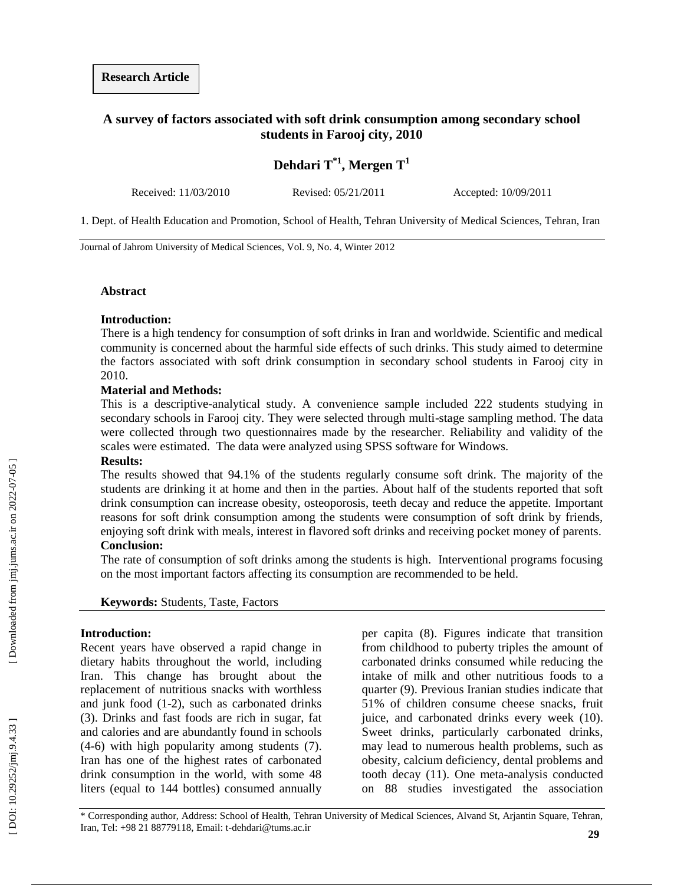**Research Article**

# A survey of factors associated with soft drink consumption among secondary school students in Farooj city, 2010

**Dehdari T[*1], Mergen T[1]**

Received: 11/03/2010  Revised: 05/21/2011  Accepted: 10/09/2011

1. Dept. of Health Education and Promotion, School of Health, Tehran University of Medical Sciences, Tehran, Iran

Journal of Jahrom University of Medical Sciences, Vol. 9, No. 4, Winter 2012

## Abstract

**Introduction:**
There is a high tendency for consumption of soft drinks in Iran and worldwide. Scientific and medical community is concerned about the harmful side effects of such drinks. This study aimed to determine the factors associated with soft drink consumption in secondary school students in Farooj city in 2010.

**Material and Methods:**
This is a descriptive-analytical study. A convenience sample included 222 students studying in secondary schools in Farooj city. They were selected through multi-stage sampling method. The data were collected through two questionnaires made by the researcher. Reliability and validity of the scales were estimated. The data were analyzed using SPSS software for Windows.

**Results:**
The results showed that 94.1% of the students regularly consume soft drink. The majority of the students are drinking it at home and then in the parties. About half of the students reported that soft drink consumption can increase obesity, osteoporosis, teeth decay and reduce the appetite. Important reasons for soft drink consumption among the students were consumption of soft drink by friends, enjoying soft drink with meals, interest in flavored soft drinks and receiving pocket money of parents.

**Conclusion:**
The rate of consumption of soft drinks among the students is high. Interventional programs focusing on the most important factors affecting its consumption are recommended to be held.

**Keywords:** Students, Taste, Factors

## Introduction:

Recent years have observed a rapid change in dietary habits throughout the world, including Iran. This change has brought about the replacement of nutritious snacks with worthless and junk food (1-2), such as carbonated drinks (3). Drinks and fast foods are rich in sugar, fat and calories and are abundantly found in schools (4-6) with high popularity among students (7). Iran has one of the highest rates of carbonated drink consumption in the world, with some 48 liters (equal to 144 bottles) consumed annually per capita (8). Figures indicate that transition from childhood to puberty triples the amount of carbonated drinks consumed while reducing the intake of milk and other nutritious foods to a quarter (9). Previous Iranian studies indicate that 51% of children consume cheese snacks, fruit juice, and carbonated drinks every week (10). Sweet drinks, particularly carbonated drinks, may lead to numerous health problems, such as obesity, calcium deficiency, dental problems and tooth decay (11). One meta-analysis conducted on 88 studies investigated the association

\* Corresponding author, Address: School of Health, Tehran University of Medical Sciences, Alvand St, Arjantin Square, Tehran, Iran, Tel: +98 21 88779118, Email: t-dehdari@tums.ac.ir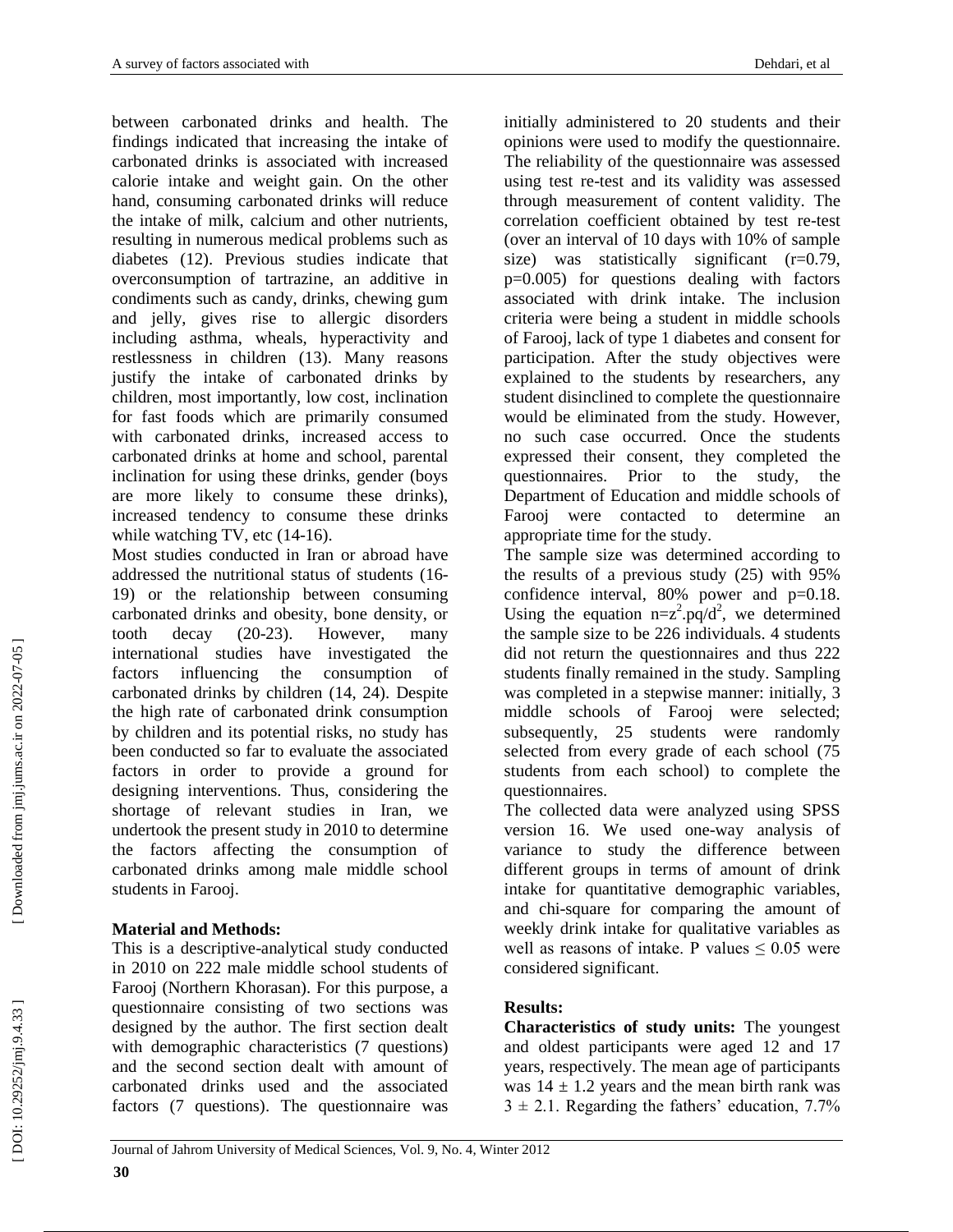between carbonated drinks and health. The findings indicated that increasing the intake of carbonated drinks is associated with increased calorie intake and weight gain. On the other hand, consuming carbonated drinks will reduce the intake of milk, calcium and other nutrients, resulting in numerous medical problems such as diabetes (12). Previous studies indicate that overconsumption of tartrazine, an additive in condiments such as candy, drinks, chewing gum and jelly, gives rise to allergic disorders including asthma, wheals, hyperactivity and restlessness in children (13). Many reasons justify the intake of carbonated drinks by children, most importantly, low cost, inclination for fast foods which are primarily consumed with carbonated drinks, increased access to carbonated drinks at home and school, parental inclination for using these drinks, gender (boys are more likely to consume these drinks), increased tendency to consume these drinks while watching TV, etc (14-16).

Most studies conducted in Iran or abroad have addressed the nutritional status of students (16-19) or the relationship between consuming carbonated drinks and obesity, bone density, or tooth decay (20-23). However, many international studies have investigated the factors influencing the consumption of carbonated drinks by children (14, 24). Despite the high rate of carbonated drink consumption by children and its potential risks, no study has been conducted so far to evaluate the associated factors in order to provide a ground for designing interventions. Thus, considering the shortage of relevant studies in Iran, we undertook the present study in 2010 to determine the factors affecting the consumption of carbonated drinks among male middle school students in Farooj.

## Material and Methods:

This is a descriptive-analytical study conducted in 2010 on 222 male middle school students of Farooj (Northern Khorasan). For this purpose, a questionnaire consisting of two sections was designed by the author. The first section dealt with demographic characteristics (7 questions) and the second section dealt with amount of carbonated drinks used and the associated factors (7 questions). The questionnaire was initially administered to 20 students and their opinions were used to modify the questionnaire. The reliability of the questionnaire was assessed using test re-test and its validity was assessed through measurement of content validity. The correlation coefficient obtained by test re-test (over an interval of 10 days with 10% of sample size) was statistically significant ($r=0.79$, $p=0.005$) for questions dealing with factors associated with drink intake. The inclusion criteria were being a student in middle schools of Farooj, lack of type 1 diabetes and consent for participation. After the study objectives were explained to the students by researchers, any student disinclined to complete the questionnaire would be eliminated from the study. However, no such case occurred. Once the students expressed their consent, they completed the questionnaires. Prior to the study, the Department of Education and middle schools of Farooj were contacted to determine an appropriate time for the study.

The sample size was determined according to the results of a previous study (25) with 95% confidence interval, 80% power and $p=0.18$. Using the equation $n=z^2.pq/d^2$, we determined the sample size to be 226 individuals. 4 students did not return the questionnaires and thus 222 students finally remained in the study. Sampling was completed in a stepwise manner: initially, 3 middle schools of Farooj were selected; subsequently, 25 students were randomly selected from every grade of each school (75 students from each school) to complete the questionnaires.

The collected data were analyzed using SPSS version 16. We used one-way analysis of variance to study the difference between different groups in terms of amount of drink intake for quantitative demographic variables, and chi-square for comparing the amount of weekly drink intake for qualitative variables as well as reasons of intake. P values $\leq 0.05$ were considered significant.

## Results:

**Characteristics of study units:** The youngest and oldest participants were aged 12 and 17 years, respectively. The mean age of participants was $14 \pm 1.2$ years and the mean birth rank was $3 \pm 2.1$. Regarding the fathers' education, 7.7%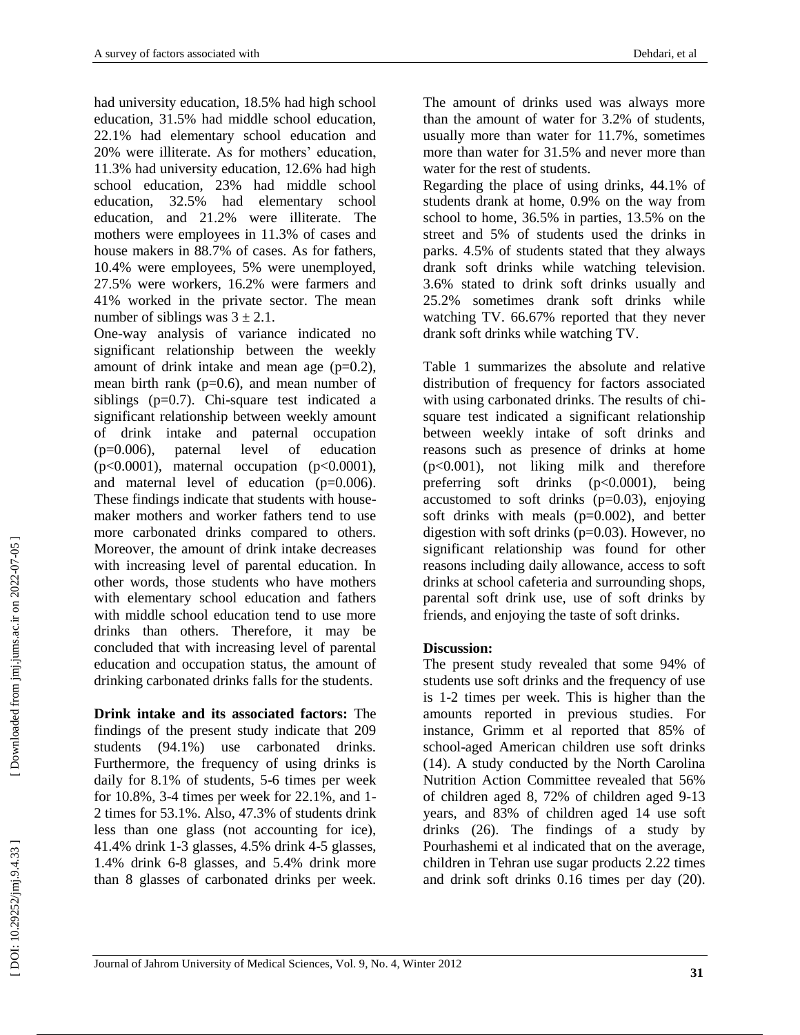had university education, 18.5% had high school education, 31.5% had middle school education, 22.1% had elementary school education and 20% were illiterate. As for mothers' education, 11.3% had university education, 12.6% had high school education, 23% had middle school education, 32.5% had elementary school education, and 21.2% were illiterate. The mothers were employees in 11.3% of cases and house makers in 88.7% of cases. As for fathers, 10.4% were employees, 5% were unemployed, 27.5% were workers, 16.2% were farmers and 41% worked in the private sector. The mean number of siblings was $3 \pm 2.1$.

One-way analysis of variance indicated no significant relationship between the weekly amount of drink intake and mean age ($p=0.2$), mean birth rank ($p=0.6$), and mean number of siblings ($p=0.7$). Chi-square test indicated a significant relationship between weekly amount of drink intake and paternal occupation ($p=0.006$), paternal level of education ($p<0.0001$), maternal occupation ($p<0.0001$), and maternal level of education ($p=0.006$). These findings indicate that students with house-maker mothers and worker fathers tend to use more carbonated drinks compared to others. Moreover, the amount of drink intake decreases with increasing level of parental education. In other words, those students who have mothers with elementary school education and fathers with middle school education tend to use more drinks than others. Therefore, it may be concluded that with increasing level of parental education and occupation status, the amount of drinking carbonated drinks falls for the students.

**Drink intake and its associated factors:** The findings of the present study indicate that 209 students (94.1%) use carbonated drinks. Furthermore, the frequency of using drinks is daily for 8.1% of students, 5-6 times per week for 10.8%, 3-4 times per week for 22.1%, and 1-2 times for 53.1%. Also, 47.3% of students drink less than one glass (not accounting for ice), 41.4% drink 1-3 glasses, 4.5% drink 4-5 glasses, 1.4% drink 6-8 glasses, and 5.4% drink more than 8 glasses of carbonated drinks per week. The amount of drinks used was always more than the amount of water for 3.2% of students, usually more than water for 11.7%, sometimes more than water for 31.5% and never more than water for the rest of students.

Regarding the place of using drinks, 44.1% of students drank at home, 0.9% on the way from school to home, 36.5% in parties, 13.5% on the street and 5% of students used the drinks in parks. 4.5% of students stated that they always drank soft drinks while watching television. 3.6% stated to drink soft drinks usually and 25.2% sometimes drank soft drinks while watching TV. 66.67% reported that they never drank soft drinks while watching TV.

Table 1 summarizes the absolute and relative distribution of frequency for factors associated with using carbonated drinks. The results of chi-square test indicated a significant relationship between weekly intake of soft drinks and reasons such as presence of drinks at home ($p<0.001$), not liking milk and therefore preferring soft drinks ($p<0.0001$), being accustomed to soft drinks ($p=0.03$), enjoying soft drinks with meals ($p=0.002$), and better digestion with soft drinks ($p=0.03$). However, no significant relationship was found for other reasons including daily allowance, access to soft drinks at school cafeteria and surrounding shops, parental soft drink use, use of soft drinks by friends, and enjoying the taste of soft drinks.

## Discussion:

The present study revealed that some 94% of students use soft drinks and the frequency of use is 1-2 times per week. This is higher than the amounts reported in previous studies. For instance, Grimm et al reported that 85% of school-aged American children use soft drinks (14). A study conducted by the North Carolina Nutrition Action Committee revealed that 56% of children aged 8, 72% of children aged 9-13 years, and 83% of children aged 14 use soft drinks (26). The findings of a study by Pourhashemi et al indicated that on the average, children in Tehran use sugar products 2.22 times and drink soft drinks 0.16 times per day (20).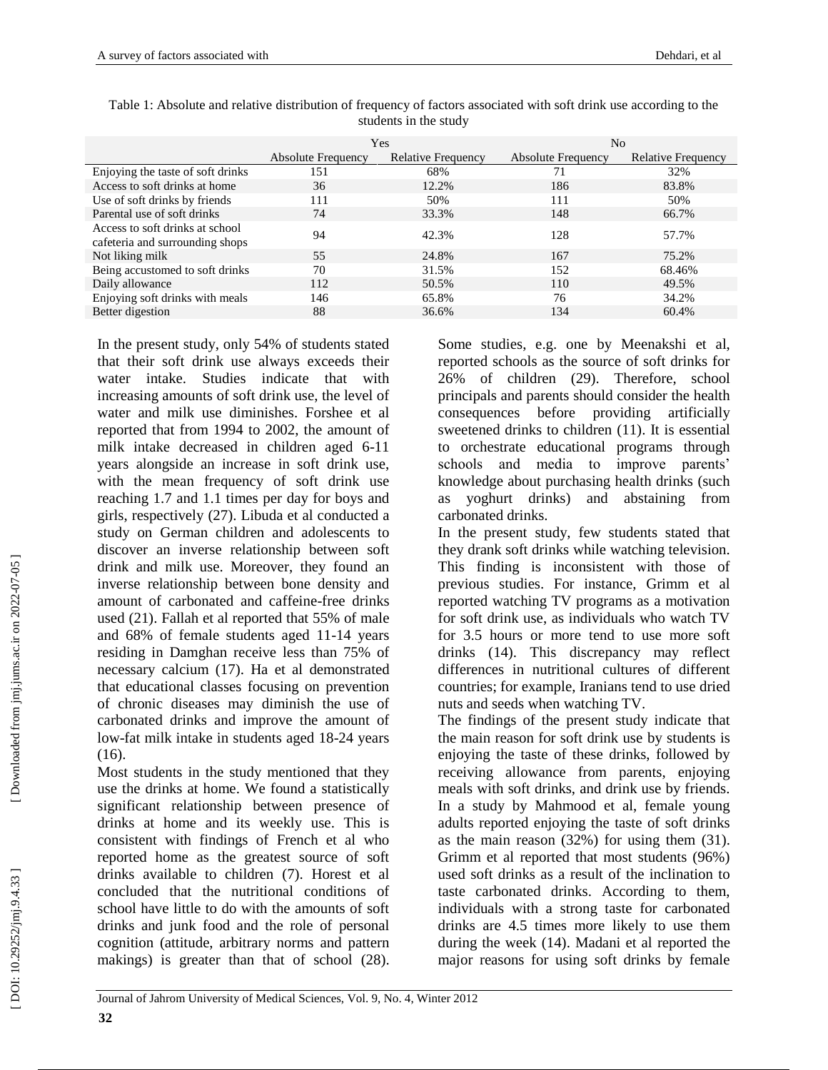Table 1: Absolute and relative distribution of frequency of factors associated with soft drink use according to the students in the study

| | Yes | | No | |
|---|---|---|---|---|
| | Absolute Frequency | Relative Frequency | Absolute Frequency | Relative Frequency |
| Enjoying the taste of soft drinks | 151 | 68% | 71 | 32% |
| Access to soft drinks at home | 36 | 12.2% | 186 | 83.8% |
| Use of soft drinks by friends | 111 | 50% | 111 | 50% |
| Parental use of soft drinks | 74 | 33.3% | 148 | 66.7% |
| Access to soft drinks at school cafeteria and surrounding shops | 94 | 42.3% | 128 | 57.7% |
| Not liking milk | 55 | 24.8% | 167 | 75.2% |
| Being accustomed to soft drinks | 70 | 31.5% | 152 | 68.46% |
| Daily allowance | 112 | 50.5% | 110 | 49.5% |
| Enjoying soft drinks with meals | 146 | 65.8% | 76 | 34.2% |
| Better digestion | 88 | 36.6% | 134 | 60.4% |

In the present study, only 54% of students stated that their soft drink use always exceeds their water intake. Studies indicate that with increasing amounts of soft drink use, the level of water and milk use diminishes. Forshee et al reported that from 1994 to 2002, the amount of milk intake decreased in children aged 6-11 years alongside an increase in soft drink use, with the mean frequency of soft drink use reaching 1.7 and 1.1 times per day for boys and girls, respectively (27). Libuda et al conducted a study on German children and adolescents to discover an inverse relationship between soft drink and milk use. Moreover, they found an inverse relationship between bone density and amount of carbonated and caffeine-free drinks used (21). Fallah et al reported that 55% of male and 68% of female students aged 11-14 years residing in Damghan receive less than 75% of necessary calcium (17). Ha et al demonstrated that educational classes focusing on prevention of chronic diseases may diminish the use of carbonated drinks and improve the amount of low-fat milk intake in students aged 18-24 years (16).

Most students in the study mentioned that they use the drinks at home. We found a statistically significant relationship between presence of drinks at home and its weekly use. This is consistent with findings of French et al who reported home as the greatest source of soft drinks available to children (7). Horest et al concluded that the nutritional conditions of school have little to do with the amounts of soft drinks and junk food and the role of personal cognition (attitude, arbitrary norms and pattern makings) is greater than that of school (28). Some studies, e.g. one by Meenakshi et al, reported schools as the source of soft drinks for 26% of children (29). Therefore, school principals and parents should consider the health consequences before providing artificially sweetened drinks to children (11). It is essential to orchestrate educational programs through schools and media to improve parents' knowledge about purchasing health drinks (such as yoghurt drinks) and abstaining from carbonated drinks.

In the present study, few students stated that they drank soft drinks while watching television. This finding is inconsistent with those of previous studies. For instance, Grimm et al reported watching TV programs as a motivation for soft drink use, as individuals who watch TV for 3.5 hours or more tend to use more soft drinks (14). This discrepancy may reflect differences in nutritional cultures of different countries; for example, Iranians tend to use dried nuts and seeds when watching TV.

The findings of the present study indicate that the main reason for soft drink use by students is enjoying the taste of these drinks, followed by receiving allowance from parents, enjoying meals with soft drinks, and drink use by friends. In a study by Mahmood et al, female young adults reported enjoying the taste of soft drinks as the main reason (32%) for using them (31). Grimm et al reported that most students (96%) used soft drinks as a result of the inclination to taste carbonated drinks. According to them, individuals with a strong taste for carbonated drinks are 4.5 times more likely to use them during the week (14). Madani et al reported the major reasons for using soft drinks by female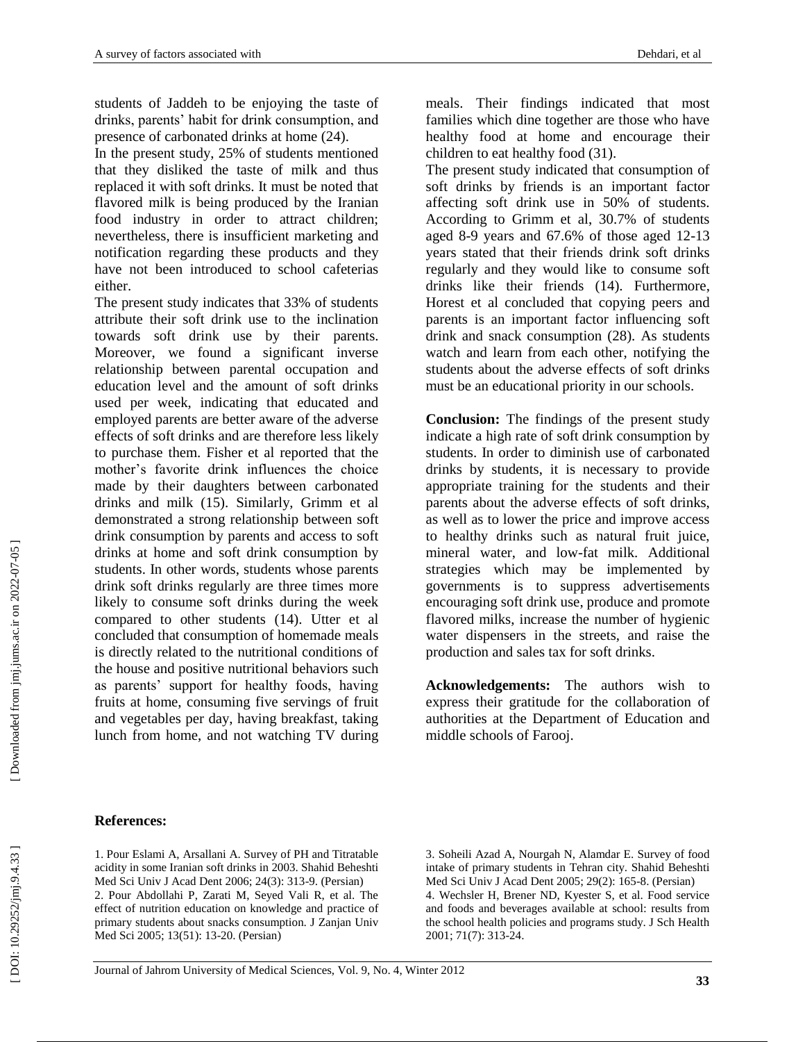students of Jaddeh to be enjoying the taste of drinks, parents' habit for drink consumption, and presence of carbonated drinks at home (24).

In the present study, 25% of students mentioned that they disliked the taste of milk and thus replaced it with soft drinks. It must be noted that flavored milk is being produced by the Iranian food industry in order to attract children; nevertheless, there is insufficient marketing and notification regarding these products and they have not been introduced to school cafeterias either.

The present study indicates that 33% of students attribute their soft drink use to the inclination towards soft drink use by their parents. Moreover, we found a significant inverse relationship between parental occupation and education level and the amount of soft drinks used per week, indicating that educated and employed parents are better aware of the adverse effects of soft drinks and are therefore less likely to purchase them. Fisher et al reported that the mother's favorite drink influences the choice made by their daughters between carbonated drinks and milk (15). Similarly, Grimm et al demonstrated a strong relationship between soft drink consumption by parents and access to soft drinks at home and soft drink consumption by students. In other words, students whose parents drink soft drinks regularly are three times more likely to consume soft drinks during the week compared to other students (14). Utter et al concluded that consumption of homemade meals is directly related to the nutritional conditions of the house and positive nutritional behaviors such as parents' support for healthy foods, having fruits at home, consuming five servings of fruit and vegetables per day, having breakfast, taking lunch from home, and not watching TV during meals. Their findings indicated that most families which dine together are those who have healthy food at home and encourage their children to eat healthy food (31).

The present study indicated that consumption of soft drinks by friends is an important factor affecting soft drink use in 50% of students. According to Grimm et al, 30.7% of students aged 8-9 years and 67.6% of those aged 12-13 years stated that their friends drink soft drinks regularly and they would like to consume soft drinks like their friends (14). Furthermore, Horest et al concluded that copying peers and parents is an important factor influencing soft drink and snack consumption (28). As students watch and learn from each other, notifying the students about the adverse effects of soft drinks must be an educational priority in our schools.

**Conclusion:** The findings of the present study indicate a high rate of soft drink consumption by students. In order to diminish use of carbonated drinks by students, it is necessary to provide appropriate training for the students and their parents about the adverse effects of soft drinks, as well as to lower the price and improve access to healthy drinks such as natural fruit juice, mineral water, and low-fat milk. Additional strategies which may be implemented by governments is to suppress advertisements encouraging soft drink use, produce and promote flavored milks, increase the number of hygienic water dispensers in the streets, and raise the production and sales tax for soft drinks.

**Acknowledgements:** The authors wish to express their gratitude for the collaboration of authorities at the Department of Education and middle schools of Farooj.

## References:

1. Pour Eslami A, Arsallani A. Survey of PH and Titratable acidity in some Iranian soft drinks in 2003. Shahid Beheshti Med Sci Univ J Acad Dent 2006; 24(3): 313-9. (Persian)
2. Pour Abdollahi P, Zarati M, Seyed Vali R, et al. The effect of nutrition education on knowledge and practice of primary students about snacks consumption. J Zanjan Univ Med Sci 2005; 13(51): 13-20. (Persian)
3. Soheili Azad A, Nourgah N, Alamdar E. Survey of food intake of primary students in Tehran city. Shahid Beheshti Med Sci Univ J Acad Dent 2005; 29(2): 165-8. (Persian)
4. Wechsler H, Brener ND, Kyester S, et al. Food service and foods and beverages available at school: results from the school health policies and programs study. J Sch Health 2001; 71(7): 313-24.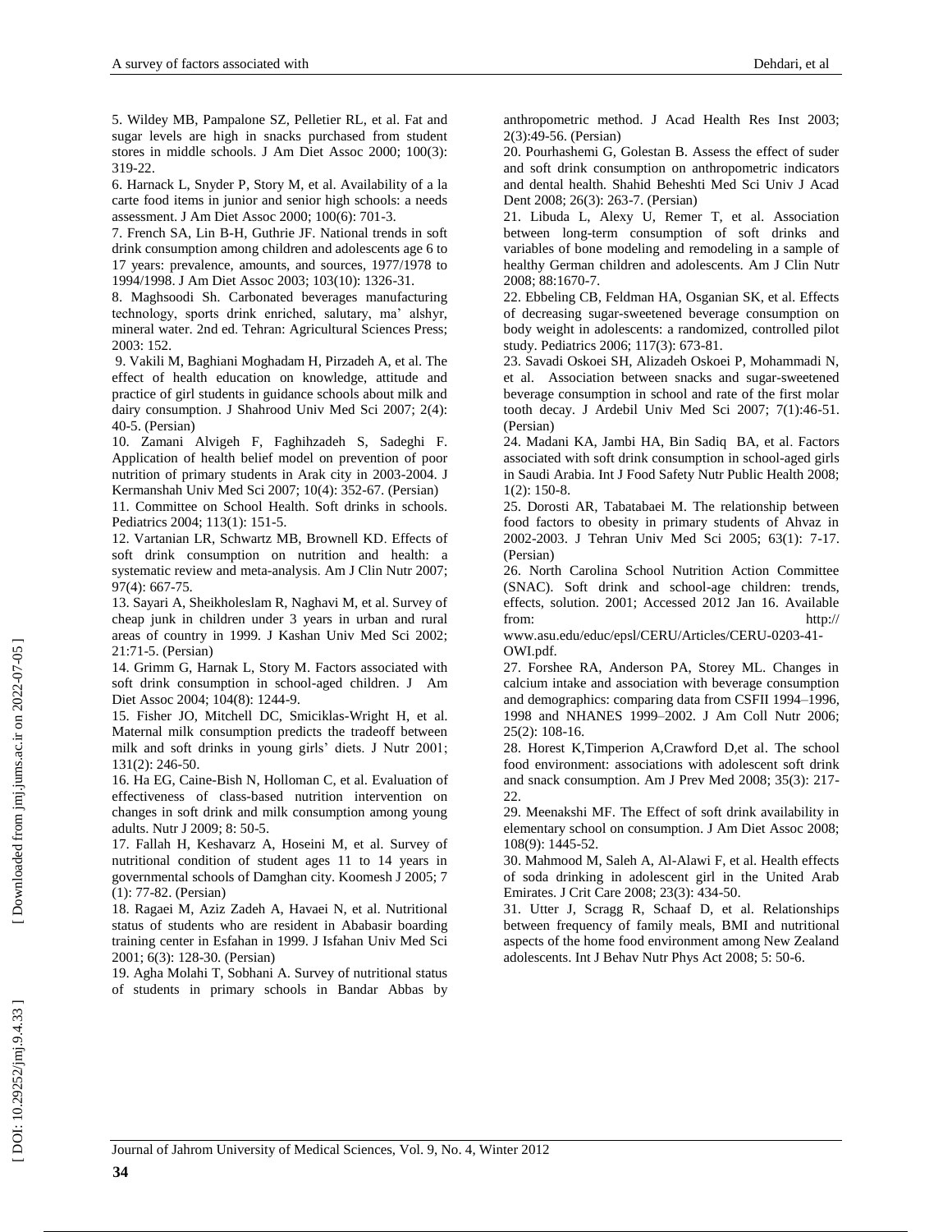5. Wildey MB, Pampalone SZ, Pelletier RL, et al. Fat and sugar levels are high in snacks purchased from student stores in middle schools. J Am Diet Assoc 2000; 100(3): 319-22.

6. Harnack L, Snyder P, Story M, et al. Availability of a la carte food items in junior and senior high schools: a needs assessment. J Am Diet Assoc 2000; 100(6): 701-3.

7. French SA, Lin B-H, Guthrie JF. National trends in soft drink consumption among children and adolescents age 6 to 17 years: prevalence, amounts, and sources, 1977/1978 to 1994/1998. J Am Diet Assoc 2003; 103(10): 1326-31.

8. Maghsoodi Sh. Carbonated beverages manufacturing technology, sports drink enriched, salutary, ma' alshyr, mineral water. 2nd ed. Tehran: Agricultural Sciences Press; 2003: 152.

9. Vakili M, Baghiani Moghadam H, Pirzadeh A, et al. The effect of health education on knowledge, attitude and practice of girl students in guidance schools about milk and dairy consumption. J Shahrood Univ Med Sci 2007; 2(4): 40-5. (Persian)

10. Zamani Alvigeh F, Faghihzadeh S, Sadeghi F. Application of health belief model on prevention of poor nutrition of primary students in Arak city in 2003-2004. J Kermanshah Univ Med Sci 2007; 10(4): 352-67. (Persian)

11. Committee on School Health. Soft drinks in schools. Pediatrics 2004; 113(1): 151-5.

12. Vartanian LR, Schwartz MB, Brownell KD. Effects of soft drink consumption on nutrition and health: a systematic review and meta-analysis. Am J Clin Nutr 2007; 97(4): 667-75.

13. Sayari A, Sheikholeslam R, Naghavi M, et al. Survey of cheap junk in children under 3 years in urban and rural areas of country in 1999. J Kashan Univ Med Sci 2002; 21:71-5. (Persian)

14. Grimm G, Harnak L, Story M. Factors associated with soft drink consumption in school-aged children. J Am Diet Assoc 2004; 104(8): 1244-9.

15. Fisher JO, Mitchell DC, Smiciklas-Wright H, et al. Maternal milk consumption predicts the tradeoff between milk and soft drinks in young girls' diets. J Nutr 2001; 131(2): 246-50.

16. Ha EG, Caine-Bish N, Holloman C, et al. Evaluation of effectiveness of class-based nutrition intervention on changes in soft drink and milk consumption among young adults. Nutr J 2009; 8: 50-5.

17. Fallah H, Keshavarz A, Hoseini M, et al. Survey of nutritional condition of student ages 11 to 14 years in governmental schools of Damghan city. Koomesh J 2005; 7 (1): 77-82. (Persian)

18. Ragaei M, Aziz Zadeh A, Havaei N, et al. Nutritional status of students who are resident in Ababasir boarding training center in Esfahan in 1999. J Isfahan Univ Med Sci 2001; 6(3): 128-30. (Persian)

19. Agha Molahi T, Sobhani A. Survey of nutritional status of students in primary schools in Bandar Abbas by anthropometric method. J Acad Health Res Inst 2003; 2(3):49-56. (Persian)

20. Pourhashemi G, Golestan B. Assess the effect of suder and soft drink consumption on anthropometric indicators and dental health. Shahid Beheshti Med Sci Univ J Acad Dent 2008; 26(3): 263-7. (Persian)

21. Libuda L, Alexy U, Remer T, et al. Association between long-term consumption of soft drinks and variables of bone modeling and remodeling in a sample of healthy German children and adolescents. Am J Clin Nutr 2008; 88:1670-7.

22. Ebbeling CB, Feldman HA, Osganian SK, et al. Effects of decreasing sugar-sweetened beverage consumption on body weight in adolescents: a randomized, controlled pilot study. Pediatrics 2006; 117(3): 673-81.

23. Savadi Oskoei SH, Alizadeh Oskoei P, Mohammadi N, et al. Association between snacks and sugar-sweetened beverage consumption in school and rate of the first molar tooth decay. J Ardebil Univ Med Sci 2007; 7(1):46-51. (Persian)

24. Madani KA, Jambi HA, Bin Sadiq BA, et al. Factors associated with soft drink consumption in school-aged girls in Saudi Arabia. Int J Food Safety Nutr Public Health 2008; 1(2): 150-8.

25. Dorosti AR, Tabatabaei M. The relationship between food factors to obesity in primary students of Ahvaz in 2002-2003. J Tehran Univ Med Sci 2005; 63(1): 7-17. (Persian)

26. North Carolina School Nutrition Action Committee (SNAC). Soft drink and school-age children: trends, effects, solution. 2001; Accessed 2012 Jan 16. Available from: http:// www.asu.edu/educ/epsl/CERU/Articles/CERU-0203-41-OWI.pdf.

27. Forshee RA, Anderson PA, Storey ML. Changes in calcium intake and association with beverage consumption and demographics: comparing data from CSFII 1994–1996, 1998 and NHANES 1999–2002. J Am Coll Nutr 2006; 25(2): 108-16.

28. Horest K,Timperion A,Crawford D,et al. The school food environment: associations with adolescent soft drink and snack consumption. Am J Prev Med 2008; 35(3): 217-22.

29. Meenakshi MF. The Effect of soft drink availability in elementary school on consumption. J Am Diet Assoc 2008; 108(9): 1445-52.

30. Mahmood M, Saleh A, Al-Alawi F, et al. Health effects of soda drinking in adolescent girl in the United Arab Emirates. J Crit Care 2008; 23(3): 434-50.

31. Utter J, Scragg R, Schaaf D, et al. Relationships between frequency of family meals, BMI and nutritional aspects of the home food environment among New Zealand adolescents. Int J Behav Nutr Phys Act 2008; 5: 50-6.